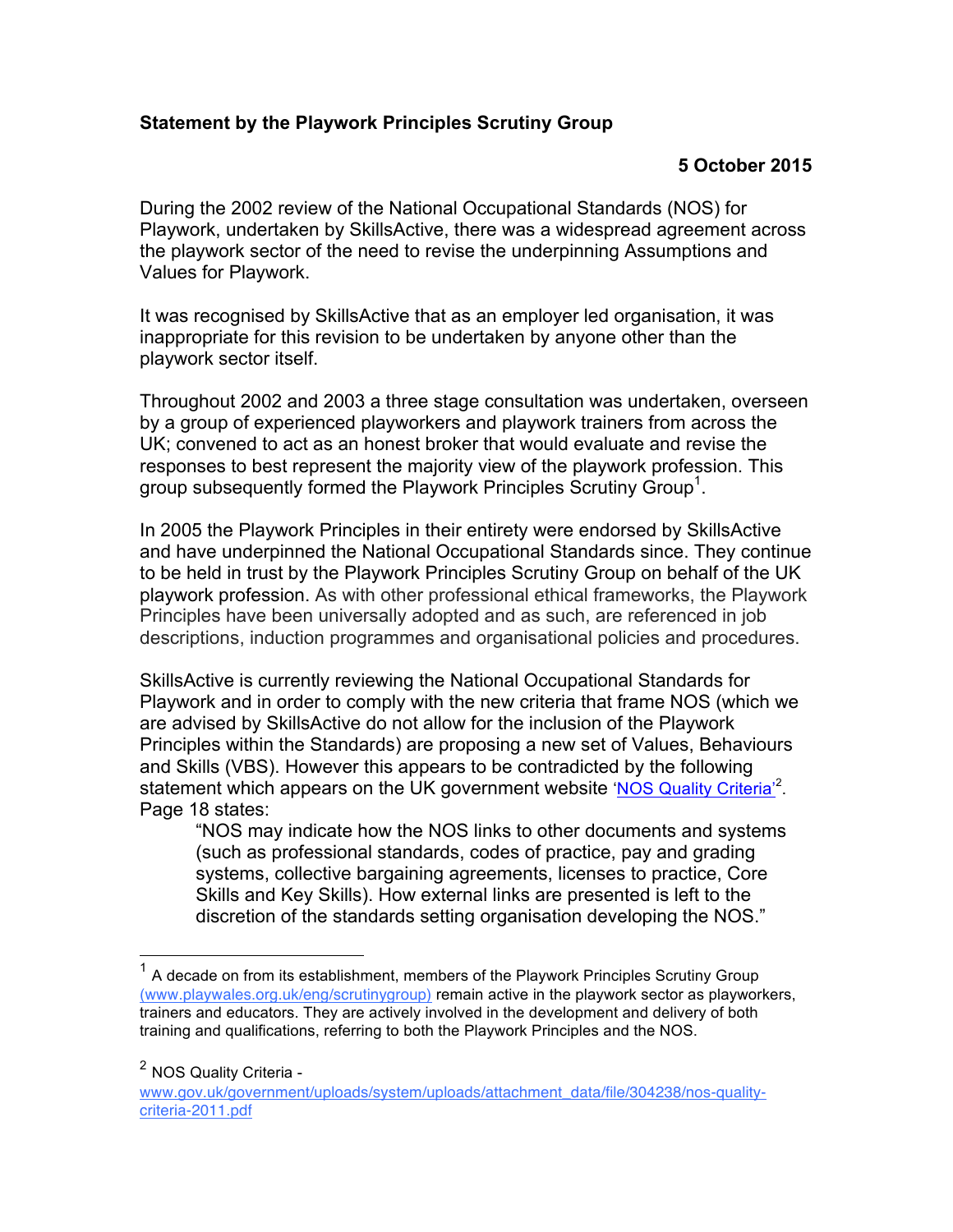**Statement by the Playwork Principles Scrutiny Group**

**5 October 2015**

During the 2002 review of the National Occupational Standards (NOS) for Playwork, undertaken by SkillsActive, there was a widespread agreement across the playwork sector of the need to revise the underpinning Assumptions and Values for Playwork.

It was recognised by SkillsActive that as an employer led organisation, it was inappropriate for this revision to be undertaken by anyone other than the playwork sector itself.

Throughout 2002 and 2003 a three stage consultation was undertaken, overseen by a group of experienced playworkers and playwork trainers from across the UK; convened to act as an honest broker that would evaluate and revise the responses to best represent the majority view of the playwork profession. This group subsequently formed the Playwork Principles Scrutiny Group[1].

In 2005 the Playwork Principles in their entirety were endorsed by SkillsActive and have underpinned the National Occupational Standards since. They continue to be held in trust by the Playwork Principles Scrutiny Group on behalf of the UK playwork profession. As with other professional ethical frameworks, the Playwork Principles have been universally adopted and as such, are referenced in job descriptions, induction programmes and organisational policies and procedures.

SkillsActive is currently reviewing the National Occupational Standards for Playwork and in order to comply with the new criteria that frame NOS (which we are advised by SkillsActive do not allow for the inclusion of the Playwork Principles within the Standards) are proposing a new set of Values, Behaviours and Skills (VBS). However this appears to be contradicted by the following statement which appears on the UK government website 'NOS Quality Criteria'[2]. Page 18 states:

> "NOS may indicate how the NOS links to other documents and systems (such as professional standards, codes of practice, pay and grading systems, collective bargaining agreements, licenses to practice, Core Skills and Key Skills). How external links are presented is left to the discretion of the standards setting organisation developing the NOS."

---

[1] A decade on from its establishment, members of the Playwork Principles Scrutiny Group (www.playwales.org.uk/eng/scrutinygroup) remain active in the playwork sector as playworkers, trainers and educators. They are actively involved in the development and delivery of both training and qualifications, referring to both the Playwork Principles and the NOS.

[2] NOS Quality Criteria - www.gov.uk/government/uploads/system/uploads/attachment_data/file/304238/nos-quality-criteria-2011.pdf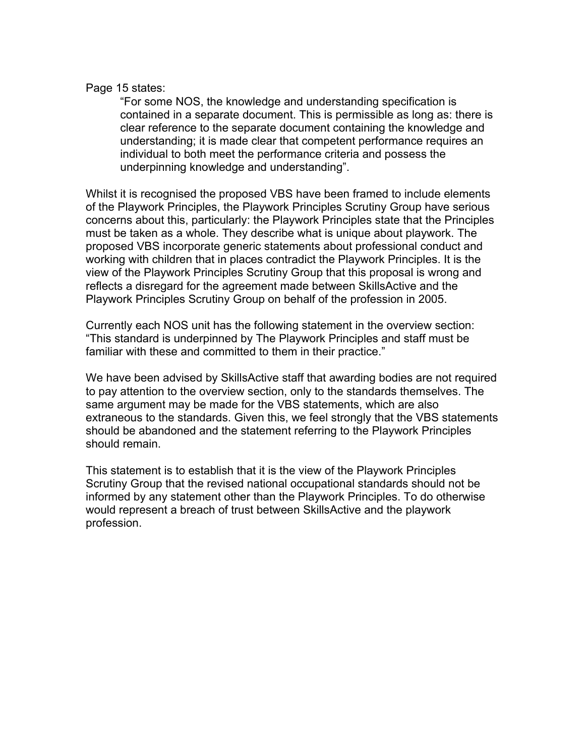Page 15 states:

> "For some NOS, the knowledge and understanding specification is contained in a separate document. This is permissible as long as: there is clear reference to the separate document containing the knowledge and understanding; it is made clear that competent performance requires an individual to both meet the performance criteria and possess the underpinning knowledge and understanding".

Whilst it is recognised the proposed VBS have been framed to include elements of the Playwork Principles, the Playwork Principles Scrutiny Group have serious concerns about this, particularly: the Playwork Principles state that the Principles must be taken as a whole. They describe what is unique about playwork. The proposed VBS incorporate generic statements about professional conduct and working with children that in places contradict the Playwork Principles. It is the view of the Playwork Principles Scrutiny Group that this proposal is wrong and reflects a disregard for the agreement made between SkillsActive and the Playwork Principles Scrutiny Group on behalf of the profession in 2005.

Currently each NOS unit has the following statement in the overview section: "This standard is underpinned by The Playwork Principles and staff must be familiar with these and committed to them in their practice."

We have been advised by SkillsActive staff that awarding bodies are not required to pay attention to the overview section, only to the standards themselves. The same argument may be made for the VBS statements, which are also extraneous to the standards. Given this, we feel strongly that the VBS statements should be abandoned and the statement referring to the Playwork Principles should remain.

This statement is to establish that it is the view of the Playwork Principles Scrutiny Group that the revised national occupational standards should not be informed by any statement other than the Playwork Principles. To do otherwise would represent a breach of trust between SkillsActive and the playwork profession.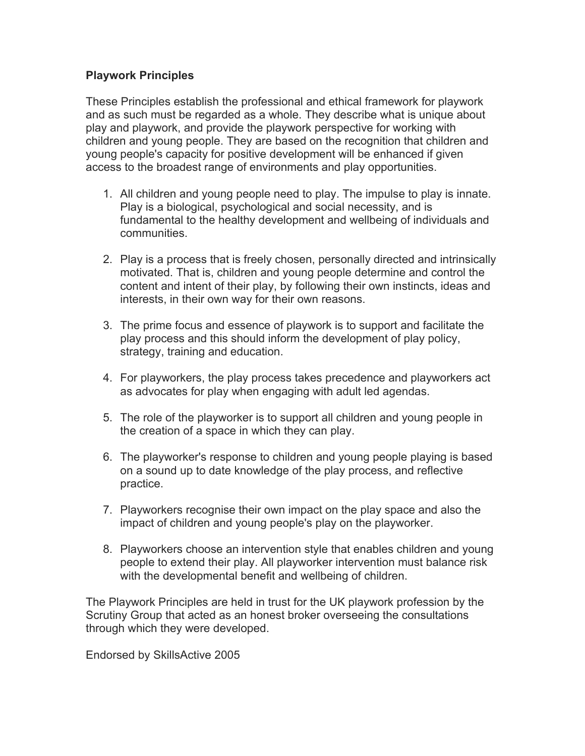**Playwork Principles**

These Principles establish the professional and ethical framework for playwork and as such must be regarded as a whole. They describe what is unique about play and playwork, and provide the playwork perspective for working with children and young people. They are based on the recognition that children and young people's capacity for positive development will be enhanced if given access to the broadest range of environments and play opportunities.

1. All children and young people need to play. The impulse to play is innate. Play is a biological, psychological and social necessity, and is fundamental to the healthy development and wellbeing of individuals and communities.

2. Play is a process that is freely chosen, personally directed and intrinsically motivated. That is, children and young people determine and control the content and intent of their play, by following their own instincts, ideas and interests, in their own way for their own reasons.

3. The prime focus and essence of playwork is to support and facilitate the play process and this should inform the development of play policy, strategy, training and education.

4. For playworkers, the play process takes precedence and playworkers act as advocates for play when engaging with adult led agendas.

5. The role of the playworker is to support all children and young people in the creation of a space in which they can play.

6. The playworker's response to children and young people playing is based on a sound up to date knowledge of the play process, and reflective practice.

7. Playworkers recognise their own impact on the play space and also the impact of children and young people's play on the playworker.

8. Playworkers choose an intervention style that enables children and young people to extend their play. All playworker intervention must balance risk with the developmental benefit and wellbeing of children.

The Playwork Principles are held in trust for the UK playwork profession by the Scrutiny Group that acted as an honest broker overseeing the consultations through which they were developed.

Endorsed by SkillsActive 2005